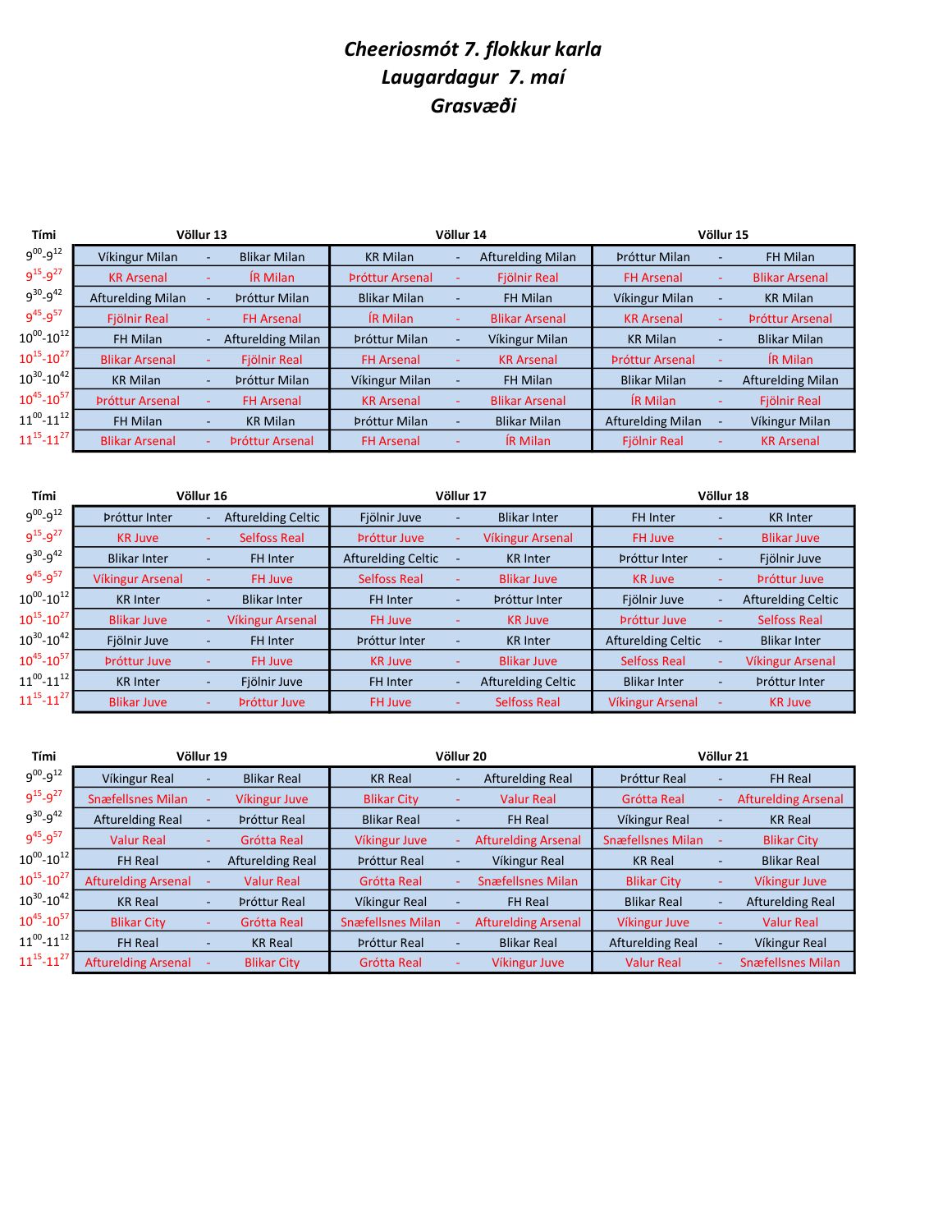# *Cheeriosmót 7. flokkur karla*
## *Laugardagur 7. maí*
## *Grasvæði*

| Tími | Völlur 13 | | | Völlur 14 | | | Völlur 15 | | |
|---|---|---|---|---|---|---|---|---|---|
| $9^{00}$-$9^{12}$ | Víkingur Milan | - | Blikar Milan | KR Milan | - | Afturelding Milan | Þróttur Milan | - | FH Milan |
| $9^{15}$-$9^{27}$ | KR Arsenal | - | ÍR Milan | Þróttur Arsenal | - | Fjölnir Real | FH Arsenal | - | Blikar Arsenal |
| $9^{30}$-$9^{42}$ | Afturelding Milan | - | Þróttur Milan | Blikar Milan | - | FH Milan | Víkingur Milan | - | KR Milan |
| $9^{45}$-$9^{57}$ | Fjölnir Real | - | FH Arsenal | ÍR Milan | - | Blikar Arsenal | KR Arsenal | - | Þróttur Arsenal |
| $10^{00}$-$10^{12}$ | FH Milan | - | Afturelding Milan | Þróttur Milan | - | Víkingur Milan | KR Milan | - | Blikar Milan |
| $10^{15}$-$10^{27}$ | Blikar Arsenal | - | Fjölnir Real | FH Arsenal | - | KR Arsenal | Þróttur Arsenal | - | ÍR Milan |
| $10^{30}$-$10^{42}$ | KR Milan | - | Þróttur Milan | Víkingur Milan | - | FH Milan | Blikar Milan | - | Afturelding Milan |
| $10^{45}$-$10^{57}$ | Þróttur Arsenal | - | FH Arsenal | KR Arsenal | - | Blikar Arsenal | ÍR Milan | - | Fjölnir Real |
| $11^{00}$-$11^{12}$ | FH Milan | - | KR Milan | Þróttur Milan | - | Blikar Milan | Afturelding Milan | - | Víkingur Milan |
| $11^{15}$-$11^{27}$ | Blikar Arsenal | - | Þróttur Arsenal | FH Arsenal | - | ÍR Milan | Fjölnir Real | - | KR Arsenal |

| Tími | Völlur 16 | | | Völlur 17 | | | Völlur 18 | | |
|---|---|---|---|---|---|---|---|---|---|
| $9^{00}$-$9^{12}$ | Þróttur Inter | - | Afturelding Celtic | Fjölnir Juve | - | Blikar Inter | FH Inter | - | KR Inter |
| $9^{15}$-$9^{27}$ | KR Juve | - | Selfoss Real | Þróttur Juve | - | Víkingur Arsenal | FH Juve | - | Blikar Juve |
| $9^{30}$-$9^{42}$ | Blikar Inter | - | FH Inter | Afturelding Celtic | - | KR Inter | Þróttur Inter | - | Fjölnir Juve |
| $9^{45}$-$9^{57}$ | Víkingur Arsenal | - | FH Juve | Selfoss Real | - | Blikar Juve | KR Juve | - | Þróttur Juve |
| $10^{00}$-$10^{12}$ | KR Inter | - | Blikar Inter | FH Inter | - | Þróttur Inter | Fjölnir Juve | - | Afturelding Celtic |
| $10^{15}$-$10^{27}$ | Blikar Juve | - | Víkingur Arsenal | FH Juve | - | KR Juve | Þróttur Juve | - | Selfoss Real |
| $10^{30}$-$10^{42}$ | Fjölnir Juve | - | FH Inter | Þróttur Inter | - | KR Inter | Afturelding Celtic | - | Blikar Inter |
| $10^{45}$-$10^{57}$ | Þróttur Juve | - | FH Juve | KR Juve | - | Blikar Juve | Selfoss Real | - | Víkingur Arsenal |
| $11^{00}$-$11^{12}$ | KR Inter | - | Fjölnir Juve | FH Inter | - | Afturelding Celtic | Blikar Inter | - | Þróttur Inter |
| $11^{15}$-$11^{27}$ | Blikar Juve | - | Þróttur Juve | FH Juve | - | Selfoss Real | Víkingur Arsenal | - | KR Juve |

| Tími | Völlur 19 | | | Völlur 20 | | | Völlur 21 | | |
|---|---|---|---|---|---|---|---|---|---|
| $9^{00}$-$9^{12}$ | Víkingur Real | - | Blikar Real | KR Real | - | Afturelding Real | Þróttur Real | - | FH Real |
| $9^{15}$-$9^{27}$ | Snæfellsnes Milan | - | Víkingur Juve | Blikar City | - | Valur Real | Grótta Real | - | Afturelding Arsenal |
| $9^{30}$-$9^{42}$ | Afturelding Real | - | Þróttur Real | Blikar Real | - | FH Real | Víkingur Real | - | KR Real |
| $9^{45}$-$9^{57}$ | Valur Real | - | Grótta Real | Víkingur Juve | - | Afturelding Arsenal | Snæfellsnes Milan | - | Blikar City |
| $10^{00}$-$10^{12}$ | FH Real | - | Afturelding Real | Þróttur Real | - | Víkingur Real | KR Real | - | Blikar Real |
| $10^{15}$-$10^{27}$ | Afturelding Arsenal | - | Valur Real | Grótta Real | - | Snæfellsnes Milan | Blikar City | - | Víkingur Juve |
| $10^{30}$-$10^{42}$ | KR Real | - | Þróttur Real | Víkingur Real | - | FH Real | Blikar Real | - | Afturelding Real |
| $10^{45}$-$10^{57}$ | Blikar City | - | Grótta Real | Snæfellsnes Milan | - | Afturelding Arsenal | Víkingur Juve | - | Valur Real |
| $11^{00}$-$11^{12}$ | FH Real | - | KR Real | Þróttur Real | - | Blikar Real | Afturelding Real | - | Víkingur Real |
| $11^{15}$-$11^{27}$ | Afturelding Arsenal | - | Blikar City | Grótta Real | - | Víkingur Juve | Valur Real | - | Snæfellsnes Milan |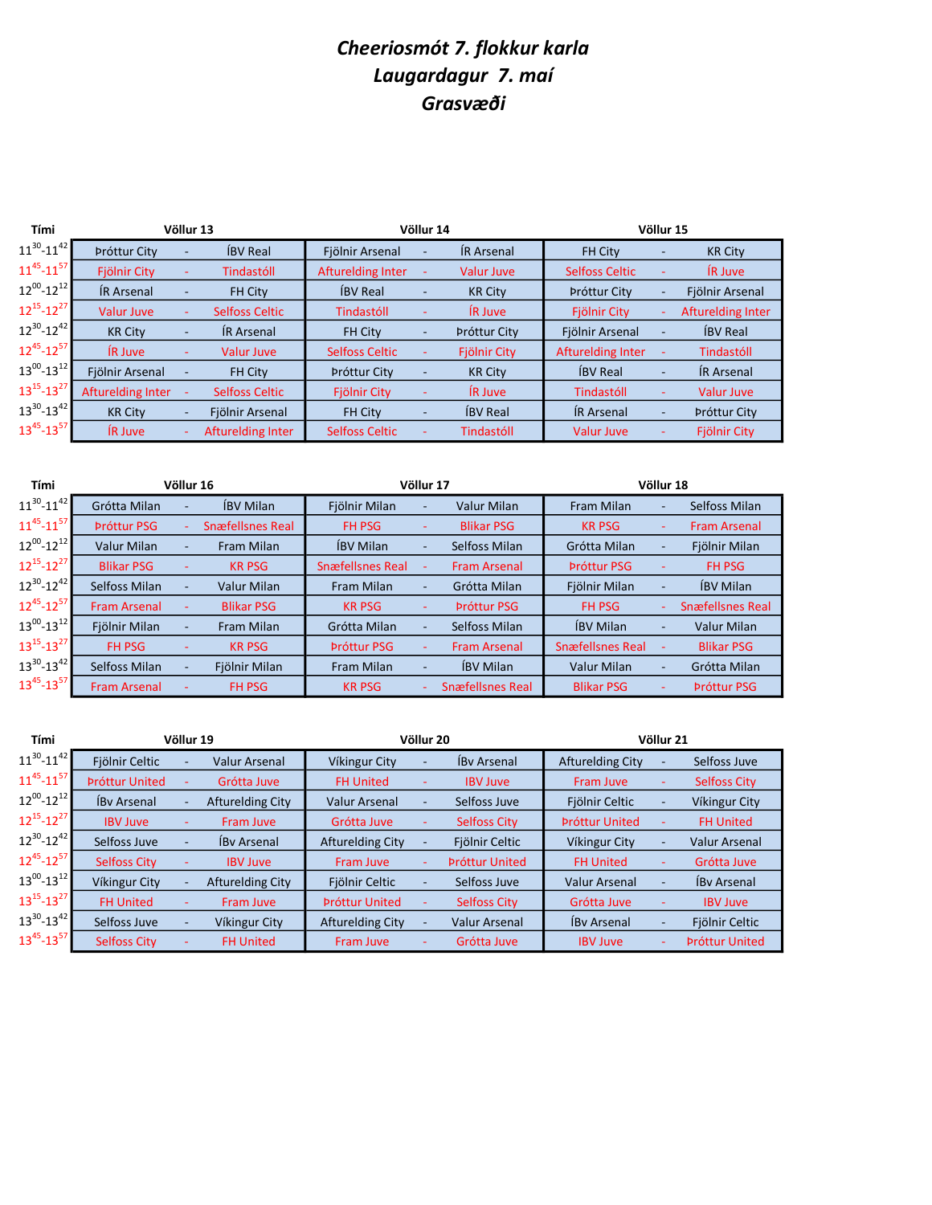# *Cheeriosmót 7. flokkur karla*
# *Laugardagur 7. maí*
# *Grasvæði*

| Tími | Völlur 13 | | | Völlur 14 | | | Völlur 15 | | |
|---|---|---|---|---|---|---|---|---|---|
| $11^{30}$-$11^{42}$ | Þróttur City | - | ÍBV Real | Fjölnir Arsenal | - | ÍR Arsenal | FH City | - | KR City |
| $11^{45}$-$11^{57}$ | Fjölnir City | - | Tindastóll | Afturelding Inter | - | Valur Juve | Selfoss Celtic | - | ÍR Juve |
| $12^{00}$-$12^{12}$ | ÍR Arsenal | - | FH City | ÍBV Real | - | KR City | Þróttur City | - | Fjölnir Arsenal |
| $12^{15}$-$12^{27}$ | Valur Juve | - | Selfoss Celtic | Tindastóll | - | ÍR Juve | Fjölnir City | - | Afturelding Inter |
| $12^{30}$-$12^{42}$ | KR City | - | ÍR Arsenal | FH City | - | Þróttur City | Fjölnir Arsenal | - | ÍBV Real |
| $12^{45}$-$12^{57}$ | ÍR Juve | - | Valur Juve | Selfoss Celtic | - | Fjölnir City | Afturelding Inter | - | Tindastóll |
| $13^{00}$-$13^{12}$ | Fjölnir Arsenal | - | FH City | Þróttur City | - | KR City | ÍBV Real | - | ÍR Arsenal |
| $13^{15}$-$13^{27}$ | Afturelding Inter | - | Selfoss Celtic | Fjölnir City | - | ÍR Juve | Tindastóll | - | Valur Juve |
| $13^{30}$-$13^{42}$ | KR City | - | Fjölnir Arsenal | FH City | - | ÍBV Real | ÍR Arsenal | - | Þróttur City |
| $13^{45}$-$13^{57}$ | ÍR Juve | - | Afturelding Inter | Selfoss Celtic | - | Tindastóll | Valur Juve | - | Fjölnir City |

| Tími | Völlur 16 | | | Völlur 17 | | | Völlur 18 | | |
|---|---|---|---|---|---|---|---|---|---|
| $11^{30}$-$11^{42}$ | Grótta Milan | - | ÍBV Milan | Fjölnir Milan | - | Valur Milan | Fram Milan | - | Selfoss Milan |
| $11^{45}$-$11^{57}$ | Þróttur PSG | - | Snæfellsnes Real | FH PSG | - | Blikar PSG | KR PSG | - | Fram Arsenal |
| $12^{00}$-$12^{12}$ | Valur Milan | - | Fram Milan | ÍBV Milan | - | Selfoss Milan | Grótta Milan | - | Fjölnir Milan |
| $12^{15}$-$12^{27}$ | Blikar PSG | - | KR PSG | Snæfellsnes Real | - | Fram Arsenal | Þróttur PSG | - | FH PSG |
| $12^{30}$-$12^{42}$ | Selfoss Milan | - | Valur Milan | Fram Milan | - | Grótta Milan | Fjölnir Milan | - | ÍBV Milan |
| $12^{45}$-$12^{57}$ | Fram Arsenal | - | Blikar PSG | KR PSG | - | Þróttur PSG | FH PSG | - | Snæfellsnes Real |
| $13^{00}$-$13^{12}$ | Fjölnir Milan | - | Fram Milan | Grótta Milan | - | Selfoss Milan | ÍBV Milan | - | Valur Milan |
| $13^{15}$-$13^{27}$ | FH PSG | - | KR PSG | Þróttur PSG | - | Fram Arsenal | Snæfellsnes Real | - | Blikar PSG |
| $13^{30}$-$13^{42}$ | Selfoss Milan | - | Fjölnir Milan | Fram Milan | - | ÍBV Milan | Valur Milan | - | Grótta Milan |
| $13^{45}$-$13^{57}$ | Fram Arsenal | - | FH PSG | KR PSG | - | Snæfellsnes Real | Blikar PSG | - | Þróttur PSG |

| Tími | Völlur 19 | | | Völlur 20 | | | Völlur 21 | | |
|---|---|---|---|---|---|---|---|---|---|
| $11^{30}$-$11^{42}$ | Fjölnir Celtic | - | Valur Arsenal | Víkingur City | - | ÍBv Arsenal | Afturelding City | - | Selfoss Juve |
| $11^{45}$-$11^{57}$ | Þróttur United | - | Grótta Juve | FH United | - | IBV Juve | Fram Juve | - | Selfoss City |
| $12^{00}$-$12^{12}$ | ÍBv Arsenal | - | Afturelding City | Valur Arsenal | - | Selfoss Juve | Fjölnir Celtic | - | Víkingur City |
| $12^{15}$-$12^{27}$ | IBV Juve | - | Fram Juve | Grótta Juve | - | Selfoss City | Þróttur United | - | FH United |
| $12^{30}$-$12^{42}$ | Selfoss Juve | - | ÍBv Arsenal | Afturelding City | - | Fjölnir Celtic | Víkingur City | - | Valur Arsenal |
| $12^{45}$-$12^{57}$ | Selfoss City | - | IBV Juve | Fram Juve | - | Þróttur United | FH United | - | Grótta Juve |
| $13^{00}$-$13^{12}$ | Víkingur City | - | Afturelding City | Fjölnir Celtic | - | Selfoss Juve | Valur Arsenal | - | ÍBv Arsenal |
| $13^{15}$-$13^{27}$ | FH United | - | Fram Juve | Þróttur United | - | Selfoss City | Grótta Juve | - | IBV Juve |
| $13^{30}$-$13^{42}$ | Selfoss Juve | - | Víkingur City | Afturelding City | - | Valur Arsenal | ÍBv Arsenal | - | Fjölnir Celtic |
| $13^{45}$-$13^{57}$ | Selfoss City | - | FH United | Fram Juve | - | Grótta Juve | IBV Juve | - | Þróttur United |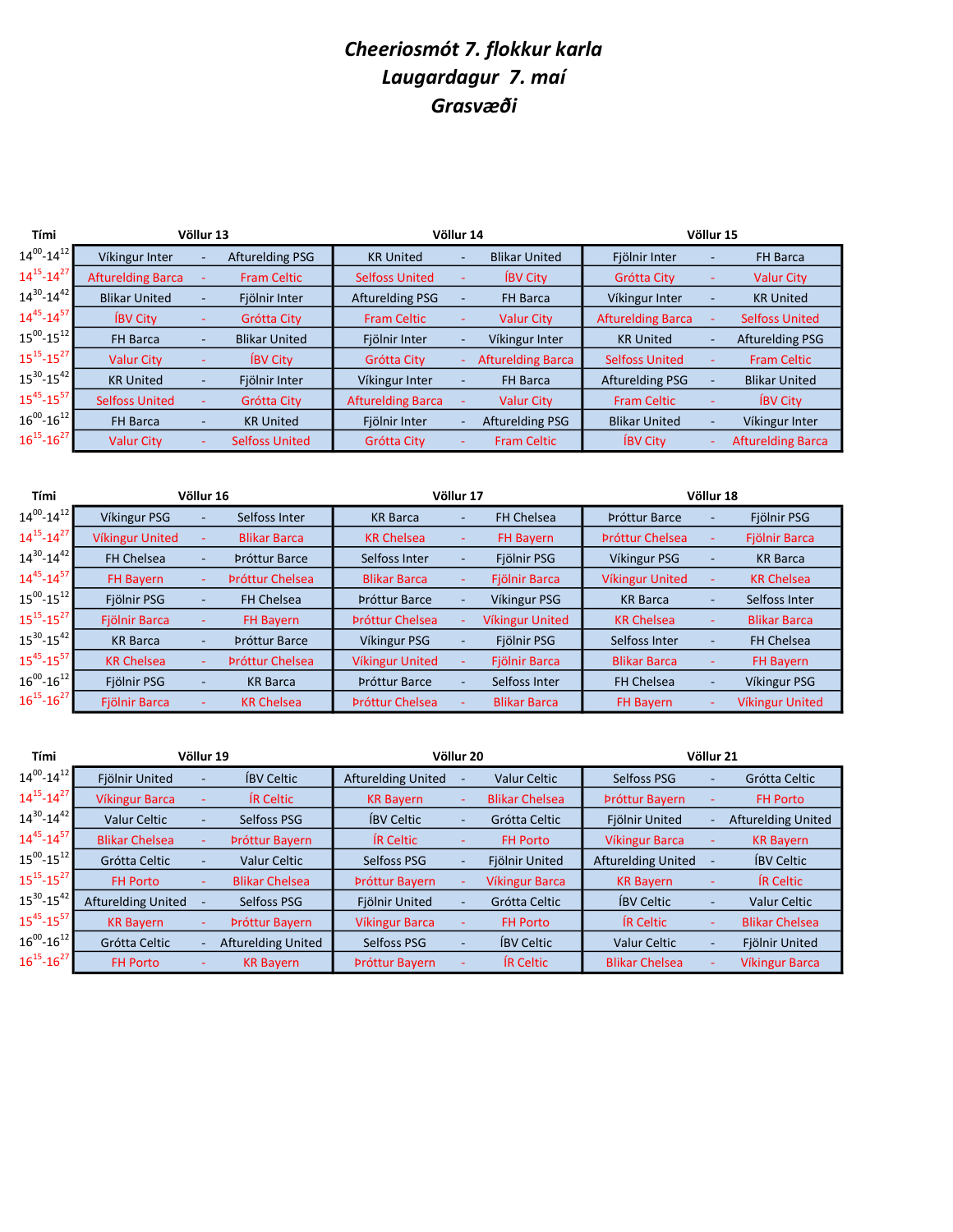# Cheeriosmót 7. flokkur karla
## Laugardagur 7. maí
## Grasvæði

| Tími | Völlur 13 | | | Völlur 14 | | | Völlur 15 | | |
|---|---|---|---|---|---|---|---|---|---|
| 14:00-14:12 | Víkingur Inter | - | Afturelding PSG | KR United | - | Blikar United | Fjölnir Inter | - | FH Barca |
| 14:15-14:27 | Afturelding Barca | - | Fram Celtic | Selfoss United | - | ÍBV City | Grótta City | - | Valur City |
| 14:30-14:42 | Blikar United | - | Fjölnir Inter | Afturelding PSG | - | FH Barca | Víkingur Inter | - | KR United |
| 14:45-14:57 | ÍBV City | - | Grótta City | Fram Celtic | - | Valur City | Afturelding Barca | - | Selfoss United |
| 15:00-15:12 | FH Barca | - | Blikar United | Fjölnir Inter | - | Víkingur Inter | KR United | - | Afturelding PSG |
| 15:15-15:27 | Valur City | - | ÍBV City | Grótta City | - | Afturelding Barca | Selfoss United | - | Fram Celtic |
| 15:30-15:42 | KR United | - | Fjölnir Inter | Víkingur Inter | - | FH Barca | Afturelding PSG | - | Blikar United |
| 15:45-15:57 | Selfoss United | - | Grótta City | Afturelding Barca | - | Valur City | Fram Celtic | - | ÍBV City |
| 16:00-16:12 | FH Barca | - | KR United | Fjölnir Inter | - | Afturelding PSG | Blikar United | - | Víkingur Inter |
| 16:15-16:27 | Valur City | - | Selfoss United | Grótta City | - | Fram Celtic | ÍBV City | - | Afturelding Barca |

| Tími | Völlur 16 | | | Völlur 17 | | | Völlur 18 | | |
|---|---|---|---|---|---|---|---|---|---|
| 14:00-14:12 | Víkingur PSG | - | Selfoss Inter | KR Barca | - | FH Chelsea | Þróttur Barce | - | Fjölnir PSG |
| 14:15-14:27 | Víkingur United | - | Blikar Barca | KR Chelsea | - | FH Bayern | Þróttur Chelsea | - | Fjölnir Barca |
| 14:30-14:42 | FH Chelsea | - | Þróttur Barce | Selfoss Inter | - | Fjölnir PSG | Víkingur PSG | - | KR Barca |
| 14:45-14:57 | FH Bayern | - | Þróttur Chelsea | Blikar Barca | - | Fjölnir Barca | Víkingur United | - | KR Chelsea |
| 15:00-15:12 | Fjölnir PSG | - | FH Chelsea | Þróttur Barce | - | Víkingur PSG | KR Barca | - | Selfoss Inter |
| 15:15-15:27 | Fjölnir Barca | - | FH Bayern | Þróttur Chelsea | - | Víkingur United | KR Chelsea | - | Blikar Barca |
| 15:30-15:42 | KR Barca | - | Þróttur Barce | Víkingur PSG | - | Fjölnir PSG | Selfoss Inter | - | FH Chelsea |
| 15:45-15:57 | KR Chelsea | - | Þróttur Chelsea | Víkingur United | - | Fjölnir Barca | Blikar Barca | - | FH Bayern |
| 16:00-16:12 | Fjölnir PSG | - | KR Barca | Þróttur Barce | - | Selfoss Inter | FH Chelsea | - | Víkingur PSG |
| 16:15-16:27 | Fjölnir Barca | - | KR Chelsea | Þróttur Chelsea | - | Blikar Barca | FH Bayern | - | Víkingur United |

| Tími | Völlur 19 | | | Völlur 20 | | | Völlur 21 | | |
|---|---|---|---|---|---|---|---|---|---|
| 14:00-14:12 | Fjölnir United | - | ÍBV Celtic | Afturelding United | - | Valur Celtic | Selfoss PSG | - | Grótta Celtic |
| 14:15-14:27 | Víkingur Barca | - | ÍR Celtic | KR Bayern | - | Blikar Chelsea | Þróttur Bayern | - | FH Porto |
| 14:30-14:42 | Valur Celtic | - | Selfoss PSG | ÍBV Celtic | - | Grótta Celtic | Fjölnir United | - | Afturelding United |
| 14:45-14:57 | Blikar Chelsea | - | Þróttur Bayern | ÍR Celtic | - | FH Porto | Víkingur Barca | - | KR Bayern |
| 15:00-15:12 | Grótta Celtic | - | Valur Celtic | Selfoss PSG | - | Fjölnir United | Afturelding United | - | ÍBV Celtic |
| 15:15-15:27 | FH Porto | - | Blikar Chelsea | Þróttur Bayern | - | Víkingur Barca | KR Bayern | - | ÍR Celtic |
| 15:30-15:42 | Afturelding United | - | Selfoss PSG | Fjölnir United | - | Grótta Celtic | ÍBV Celtic | - | Valur Celtic |
| 15:45-15:57 | KR Bayern | - | Þróttur Bayern | Víkingur Barca | - | FH Porto | ÍR Celtic | - | Blikar Chelsea |
| 16:00-16:12 | Grótta Celtic | - | Afturelding United | Selfoss PSG | - | ÍBV Celtic | Valur Celtic | - | Fjölnir United |
| 16:15-16:27 | FH Porto | - | KR Bayern | Þróttur Bayern | - | ÍR Celtic | Blikar Chelsea | - | Víkingur Barca |